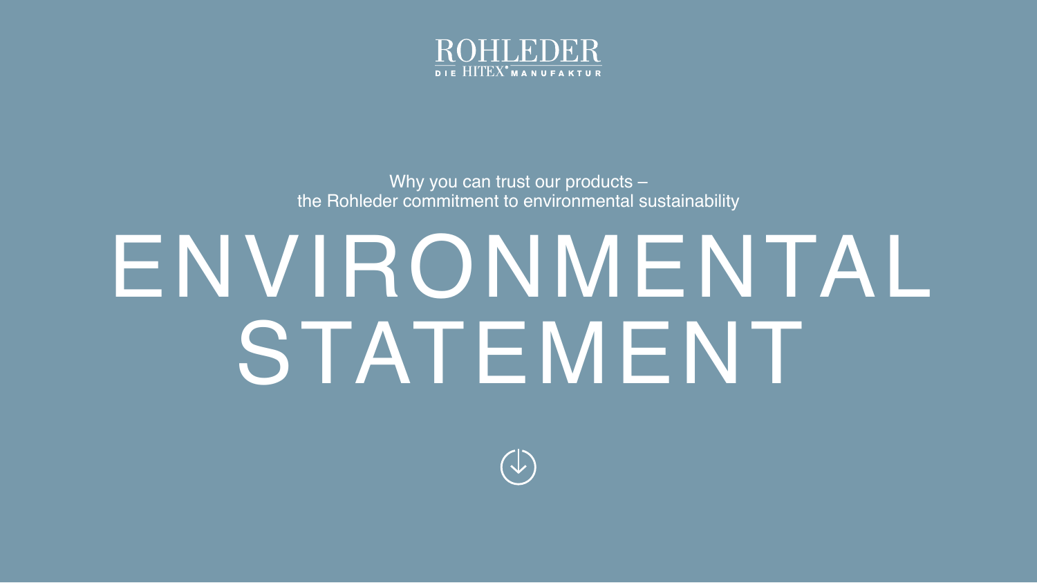ROHLEDER

DIE HITEX® MANUFAKTUR

Why you can trust our products –
the Rohleder commitment to environmental sustainability

# ENVIRONMENTAL STATEMENT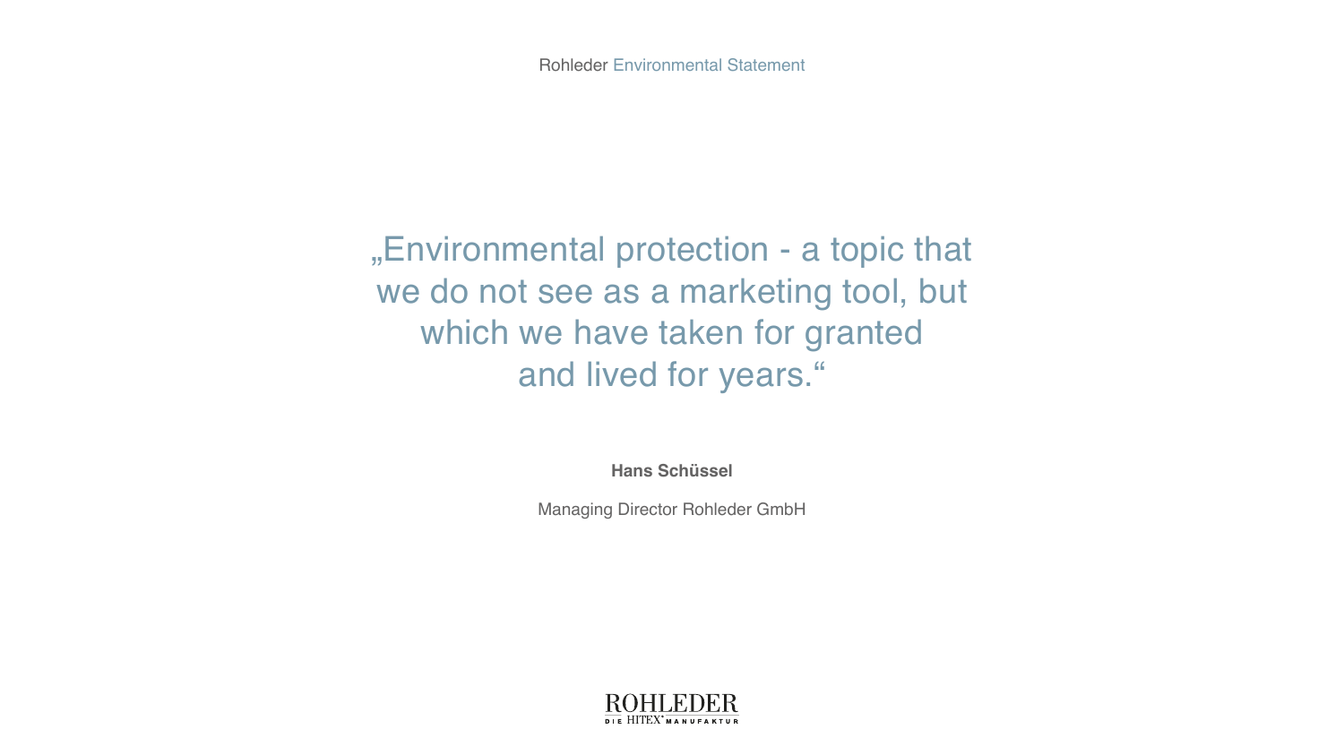„Environmental protection - a topic that we do not see as a marketing tool, but which we have taken for granted and lived for years."

**Hans Schüssel**

Managing Director Rohleder GmbH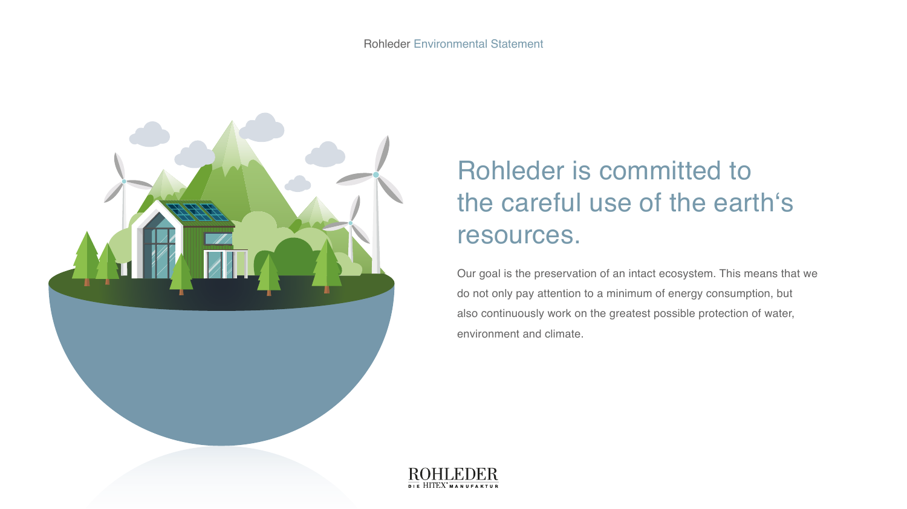# Rohleder is committed to the careful use of the earth‘s resources.

Our goal is the preservation of an intact ecosystem. This means that we do not only pay attention to a minimum of energy consumption, but also continuously work on the greatest possible protection of water, environment and climate.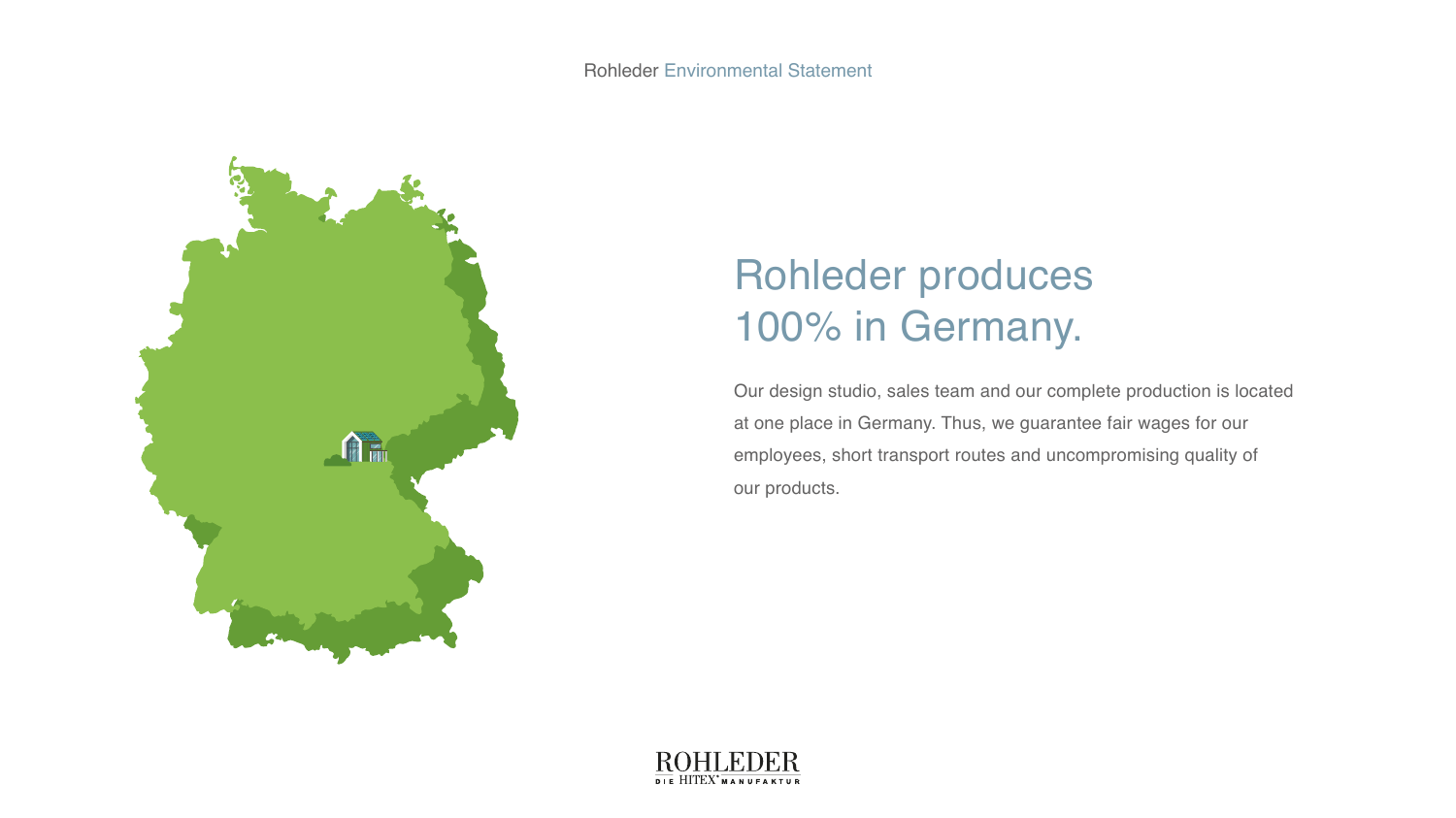# Rohleder produces 100% in Germany.

Our design studio, sales team and our complete production is located at one place in Germany. Thus, we guarantee fair wages for our employees, short transport routes and uncompromising quality of our products.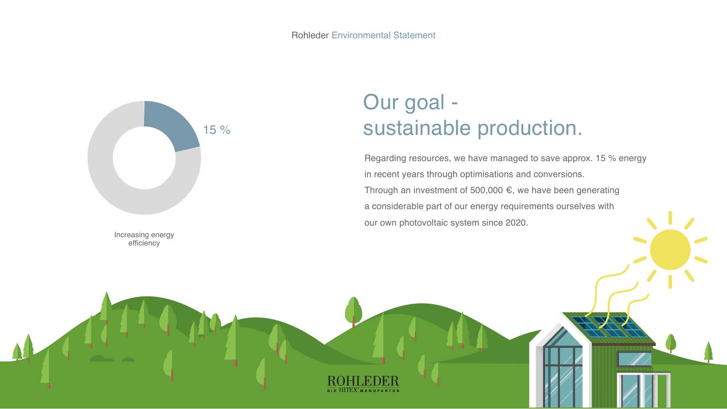15 %

Increasing energy efficiency

# Our goal - sustainable production.

Regarding resources, we have managed to save approx. 15 % energy in recent years through optimisations and conversions.
Through an investment of 500,000 €, we have been generating a considerable part of our energy requirements ourselves with our own photovoltaic system since 2020.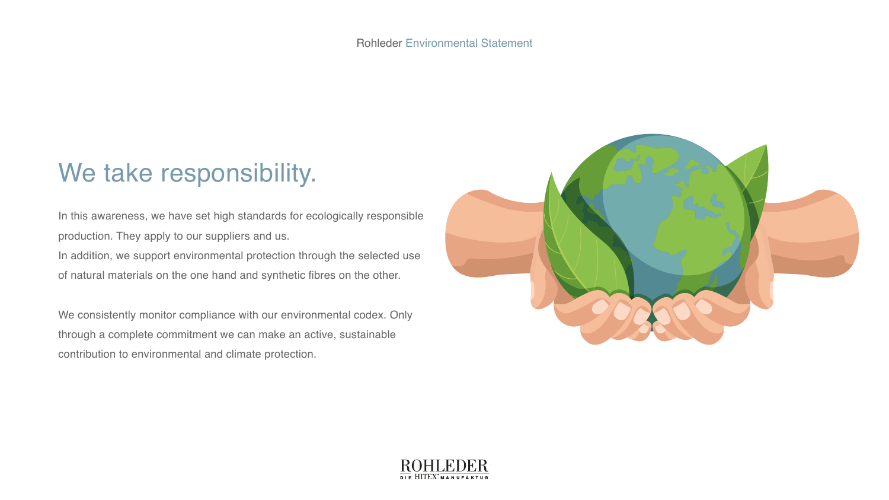# We take responsibility.

In this awareness, we have set high standards for ecologically responsible production. They apply to our suppliers and us.
In addition, we support environmental protection through the selected use of natural materials on the one hand and synthetic fibres on the other.

We consistently monitor compliance with our environmental codex. Only through a complete commitment we can make an active, sustainable contribution to environmental and climate protection.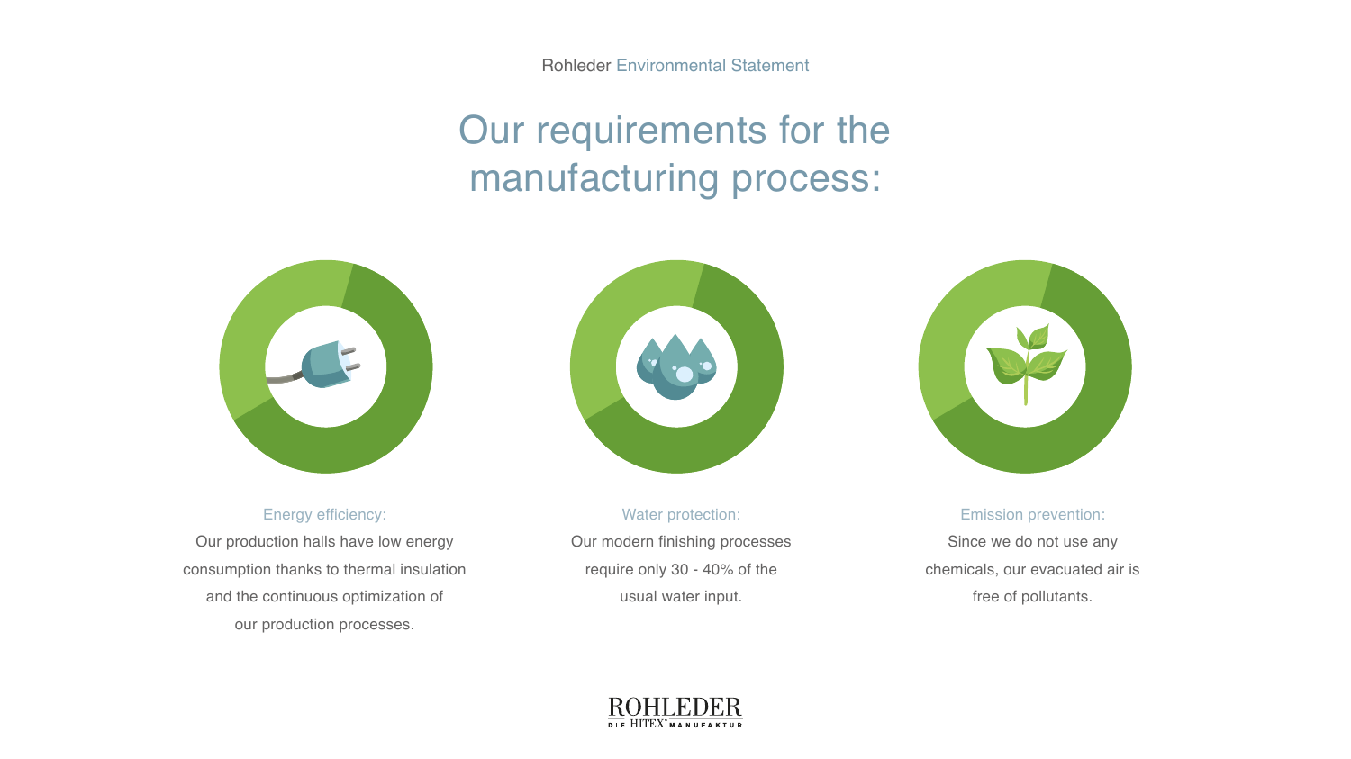Rohleder Environmental Statement

# Our requirements for the manufacturing process:

**Energy efficiency:**

Our production halls have low energy consumption thanks to thermal insulation and the continuous optimization of our production processes.

**Water protection:**

Our modern finishing processes require only 30 - 40% of the usual water input.

**Emission prevention:**

Since we do not use any chemicals, our evacuated air is free of pollutants.

ROHLEDER
DIE HITEX® MANUFAKTUR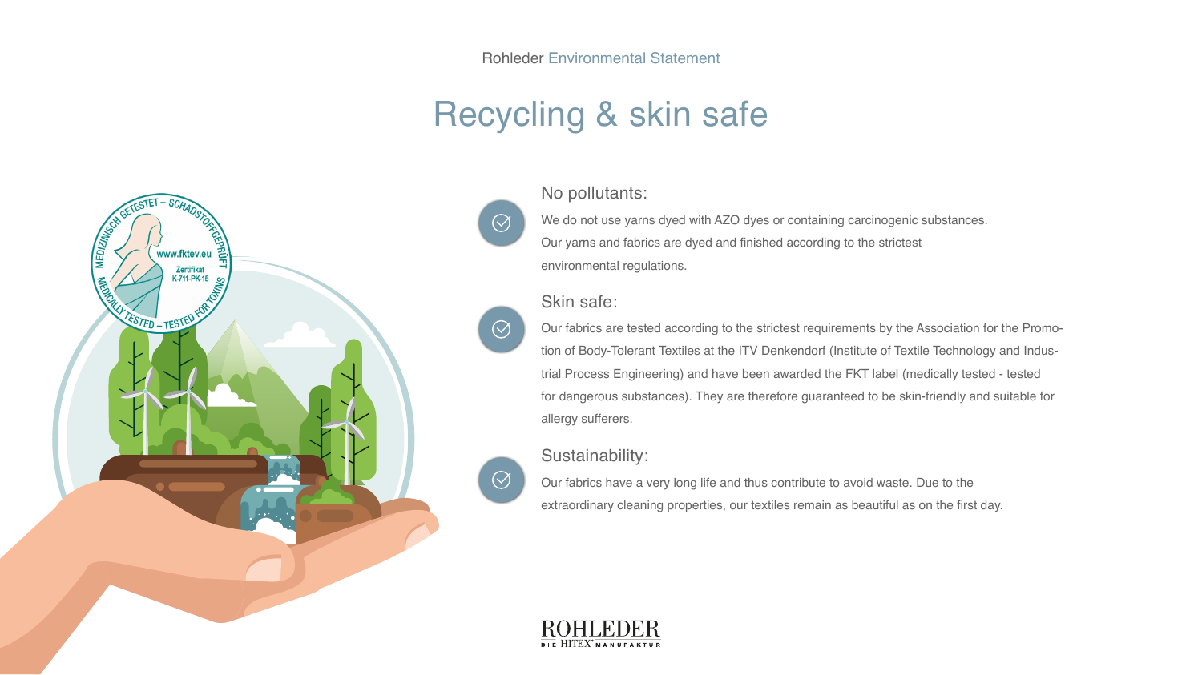Rohleder Environmental Statement

# Recycling & skin safe

### No pollutants:

We do not use yarns dyed with AZO dyes or containing carcinogenic substances. Our yarns and fabrics are dyed and finished according to the strictest environmental regulations.

### Skin safe:

Our fabrics are tested according to the strictest requirements by the Association for the Promotion of Body-Tolerant Textiles at the ITV Denkendorf (Institute of Textile Technology and Industrial Process Engineering) and have been awarded the FKT label (medically tested - tested for dangerous substances). They are therefore guaranteed to be skin-friendly and suitable for allergy sufferers.

### Sustainability:

Our fabrics have a very long life and thus contribute to avoid waste. Due to the extraordinary cleaning properties, our textiles remain as beautiful as on the first day.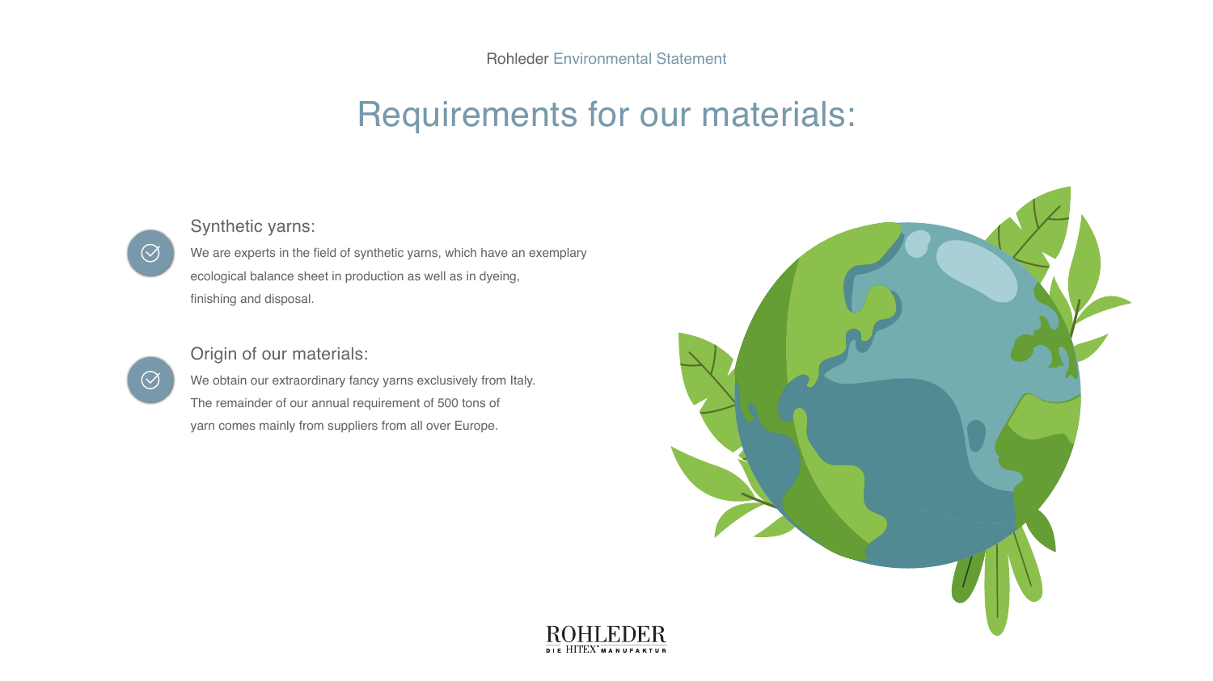# Requirements for our materials:

### Synthetic yarns:

We are experts in the field of synthetic yarns, which have an exemplary ecological balance sheet in production as well as in dyeing, finishing and disposal.

### Origin of our materials:

We obtain our extraordinary fancy yarns exclusively from Italy. The remainder of our annual requirement of 500 tons of yarn comes mainly from suppliers from all over Europe.